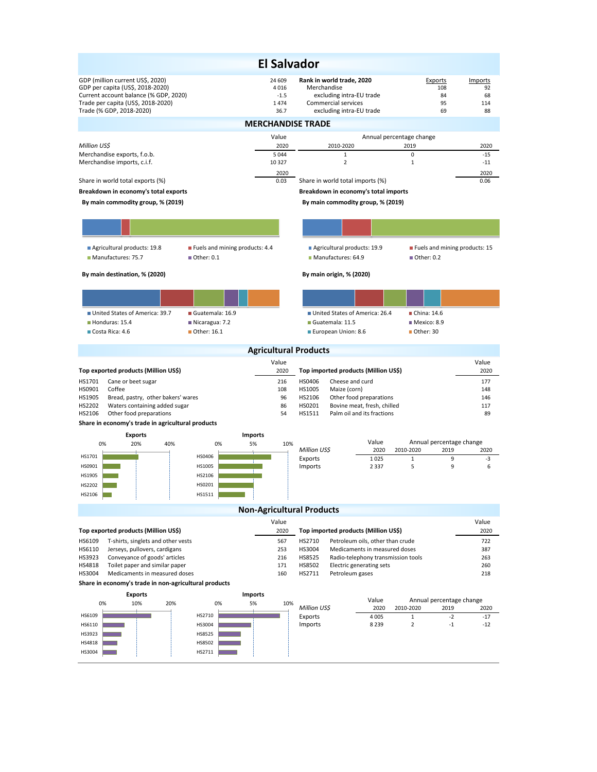# El Salvador

| | | Rank in world trade, 2020 | Exports | Imports |
|---|---|---|---|---|
| GDP (million current US$, 2020) | 24 609 | Merchandise | 108 | 92 |
| GDP per capita (US$, 2018-2020) | 4 016 | excluding intra-EU trade | 84 | 68 |
| Current account balance (% GDP, 2020) | -1.5 | Commercial services | 95 | 114 |
| Trade per capita (US$, 2018-2020) | 1 474 | excluding intra-EU trade | 69 | 88 |
| Trade (% GDP, 2018-2020) | 36.7 | | | |

## MERCHANDISE TRADE

| *Million US$* | Value 2020 | Annual percentage change 2010-2020 | 2019 | 2020 |
|---|---|---|---|---|
| Merchandise exports, f.o.b. | 5 044 | 1 | 0 | -15 |
| Merchandise imports, c.i.f. | 10 327 | 2 | 1 | -11 |

| | 2020 | | 2020 |
|---|---|---|---|
| Share in world total exports (%) | 0.03 | Share in world total imports (%) | 0.06 |

**Breakdown in economy's total exports**

**By main commodity group, % (2019)**

- Agricultural products: 19.8
- Fuels and mining products: 4.4
- Manufactures: 75.7
- Other: 0.1

**By main destination, % (2020)**

- United States of America: 39.7
- Guatemala: 16.9
- Honduras: 15.4
- Nicaragua: 7.2
- Costa Rica: 4.6
- Other: 16.1

**Breakdown in economy's total imports**

**By main commodity group, % (2019)**

- Agricultural products: 19.9
- Fuels and mining products: 15
- Manufactures: 64.9
- Other: 0.2

**By main origin, % (2020)**

- United States of America: 26.4
- China: 14.6
- Guatemala: 11.5
- Mexico: 8.9
- European Union: 8.6
- Other: 30

## Agricultural Products

| Top exported products (Million US$) | | Value 2020 |
|---|---|---|
| HS1701 | Cane or beet sugar | 216 |
| HS0901 | Coffee | 108 |
| HS1905 | Bread, pastry, other bakers' wares | 96 |
| HS2202 | Waters containing added sugar | 86 |
| HS2106 | Other food preparations | 54 |

| Top imported products (Million US$) | | Value 2020 |
|---|---|---|
| HS0406 | Cheese and curd | 177 |
| HS1005 | Maize (corn) | 148 |
| HS2106 | Other food preparations | 146 |
| HS0201 | Bovine meat, fresh, chilled | 117 |
| HS1511 | Palm oil and its fractions | 89 |

**Share in economy's trade in agricultural products**

| *Million US$* | Value 2020 | Annual percentage change 2010-2020 | 2019 | 2020 |
|---|---|---|---|---|
| Exports | 1 025 | 1 | 9 | -3 |
| Imports | 2 337 | 5 | 9 | 6 |

## Non-Agricultural Products

| Top exported products (Million US$) | | Value 2020 |
|---|---|---|
| HS6109 | T-shirts, singlets and other vests | 567 |
| HS6110 | Jerseys, pullovers, cardigans | 253 |
| HS3923 | Conveyance of goods' articles | 216 |
| HS4818 | Toilet paper and similar paper | 171 |
| HS3004 | Medicaments in measured doses | 160 |

| Top imported products (Million US$) | | Value 2020 |
|---|---|---|
| HS2710 | Petroleum oils, other than crude | 722 |
| HS3004 | Medicaments in measured doses | 387 |
| HS8525 | Radio-telephony transmission tools | 263 |
| HS8502 | Electric generating sets | 260 |
| HS2711 | Petroleum gases | 218 |

**Share in economy's trade in non-agricultural products**

| *Million US$* | Value 2020 | Annual percentage change 2010-2020 | 2019 | 2020 |
|---|---|---|---|---|
| Exports | 4 005 | 1 | -2 | -17 |
| Imports | 8 239 | 2 | -1 | -12 |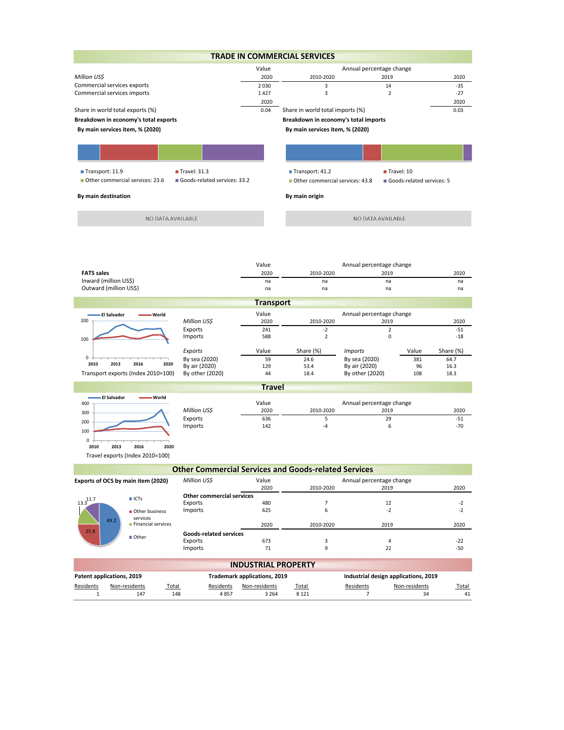## TRADE IN COMMERCIAL SERVICES

| Million US$ | Value 2020 | Annual percentage change 2010-2020 | 2019 | 2020 |
|---|---|---|---|---|
| Commercial services exports | 2 030 | 3 | 14 | -35 |
| Commercial services imports | 1 427 | 3 | 2 | -27 |

| | 2020 | | 2020 |
|---|---|---|---|
| Share in world total exports (%) | 0.04 | Share in world total imports (%) | 0.03 |

**Breakdown in economy's total exports**

**By main services item, % (2020)**

Transport: 11.9
Travel: 31.3
Other commercial services: 23.6
Goods-related services: 33.2

**Breakdown in economy's total imports**

**By main services item, % (2020)**

Transport: 41.2
Travel: 10
Other commercial services: 43.8
Goods-related services: 5

**By main destination**

NO DATA AVAILABLE

**By main origin**

NO DATA AVAILABLE

| **FATS sales** | Value 2020 | Annual percentage change 2010-2020 | 2019 | 2020 |
|---|---|---|---|---|
| Inward (million US$) | na | na | na | na |
| Outward (million US$) | na | na | na | na |

## Transport

El Salvador
World
200
100
0
2010
2013
2016
2020
Transport exports (Index 2010=100)

| *Million US$* | Value 2020 | Annual percentage change 2010-2020 | 2019 | 2020 |
|---|---|---|---|---|
| Exports | 241 | -2 | 2 | -51 |
| Imports | 588 | 2 | 0 | -18 |

| *Exports* | Value | Share (%) | *Imports* | Value | Share (%) |
|---|---|---|---|---|---|
| By sea (2020) | 59 | 24.6 | By sea (2020) | 381 | 64.7 |
| By air (2020) | 129 | 53.4 | By air (2020) | 96 | 16.3 |
| By other (2020) | 44 | 18.4 | By other (2020) | 108 | 18.3 |

## Travel

El Salvador
World
400
300
200
100
0
2010
2013
2016
2020
Travel exports (Index 2010=100)

| *Million US$* | Value 2020 | Annual percentage change 2010-2020 | 2019 | 2020 |
|---|---|---|---|---|
| Exports | 636 | 5 | 29 | -51 |
| Imports | 142 | -4 | 6 | -70 |

## Other Commercial Services and Goods-related Services

**Exports of OCS by main item (2020)**

ICTs
Other business services
Financial services
Other
49.2
25.8
13.3
11.7

| *Million US$* | Value 2020 | Annual percentage change 2010-2020 | 2019 | 2020 |
|---|---|---|---|---|
| **Other commercial services** | | | | |
| Exports | 480 | 7 | 12 | -2 |
| Imports | 625 | 6 | -2 | -2 |
| | 2020 | 2010-2020 | 2019 | 2020 |
| **Goods-related services** | | | | |
| Exports | 673 | 3 | 4 | -22 |
| Imports | 71 | 9 | 22 | -50 |

## INDUSTRIAL PROPERTY

| Patent applications, 2019 | | | Trademark applications, 2019 | | | Industrial design applications, 2019 | | |
|---|---|---|---|---|---|---|---|---|
| Residents | Non-residents | Total | Residents | Non-residents | Total | Residents | Non-residents | Total |
| 1 | 147 | 148 | 4 857 | 3 264 | 8 121 | 7 | 34 | 41 |